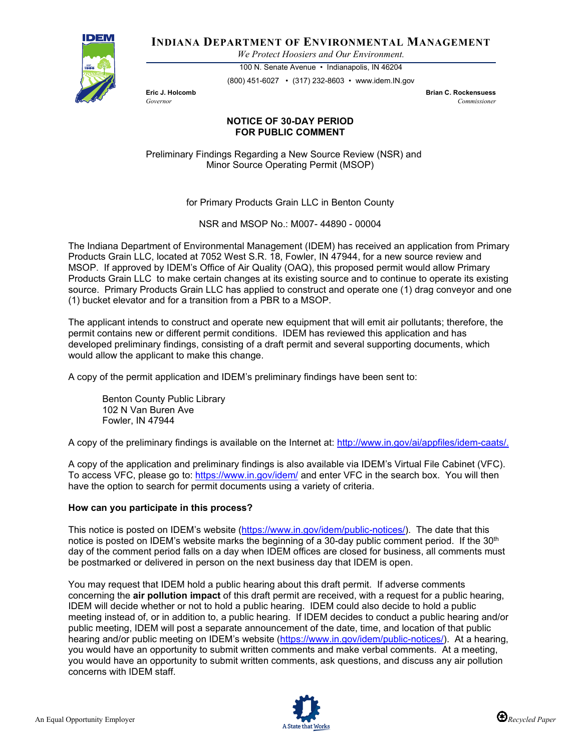# INDIANA DEPARTMENT OF ENVIRONMENTAL MANAGEMENT

*We Protect Hoosiers and Our Environment.*

100 N. Senate Avenue • Indianapolis, IN 46204

(800) 451-6027 • (317) 232-8603 • www.idem.IN.gov

**Eric J. Holcomb**
*Governor*

**Brian C. Rockensuess**
*Commissioner*

## NOTICE OF 30-DAY PERIOD FOR PUBLIC COMMENT

Preliminary Findings Regarding a New Source Review (NSR) and Minor Source Operating Permit (MSOP)

for Primary Products Grain LLC in Benton County

NSR and MSOP No.: M007- 44890 - 00004

The Indiana Department of Environmental Management (IDEM) has received an application from Primary Products Grain LLC, located at 7052 West S.R. 18, Fowler, IN 47944, for a new source review and MSOP. If approved by IDEM's Office of Air Quality (OAQ), this proposed permit would allow Primary Products Grain LLC to make certain changes at its existing source and to continue to operate its existing source. Primary Products Grain LLC has applied to construct and operate one (1) drag conveyor and one (1) bucket elevator and for a transition from a PBR to a MSOP.

The applicant intends to construct and operate new equipment that will emit air pollutants; therefore, the permit contains new or different permit conditions. IDEM has reviewed this application and has developed preliminary findings, consisting of a draft permit and several supporting documents, which would allow the applicant to make this change.

A copy of the permit application and IDEM's preliminary findings have been sent to:

> Benton County Public Library
> 102 N Van Buren Ave
> Fowler, IN 47944

A copy of the preliminary findings is available on the Internet at: http://www.in.gov/ai/appfiles/idem-caats/.

A copy of the application and preliminary findings is also available via IDEM's Virtual File Cabinet (VFC). To access VFC, please go to: https://www.in.gov/idem/ and enter VFC in the search box. You will then have the option to search for permit documents using a variety of criteria.

**How can you participate in this process?**

This notice is posted on IDEM's website (https://www.in.gov/idem/public-notices/). The date that this notice is posted on IDEM's website marks the beginning of a 30-day public comment period. If the 30th day of the comment period falls on a day when IDEM offices are closed for business, all comments must be postmarked or delivered in person on the next business day that IDEM is open.

You may request that IDEM hold a public hearing about this draft permit. If adverse comments concerning the **air pollution impact** of this draft permit are received, with a request for a public hearing, IDEM will decide whether or not to hold a public hearing. IDEM could also decide to hold a public meeting instead of, or in addition to, a public hearing. If IDEM decides to conduct a public hearing and/or public meeting, IDEM will post a separate announcement of the date, time, and location of that public hearing and/or public meeting on IDEM's website (https://www.in.gov/idem/public-notices/). At a hearing, you would have an opportunity to submit written comments and make verbal comments. At a meeting, you would have an opportunity to submit written comments, ask questions, and discuss any air pollution concerns with IDEM staff.

An Equal Opportunity Employer

A State that Works

Recycled Paper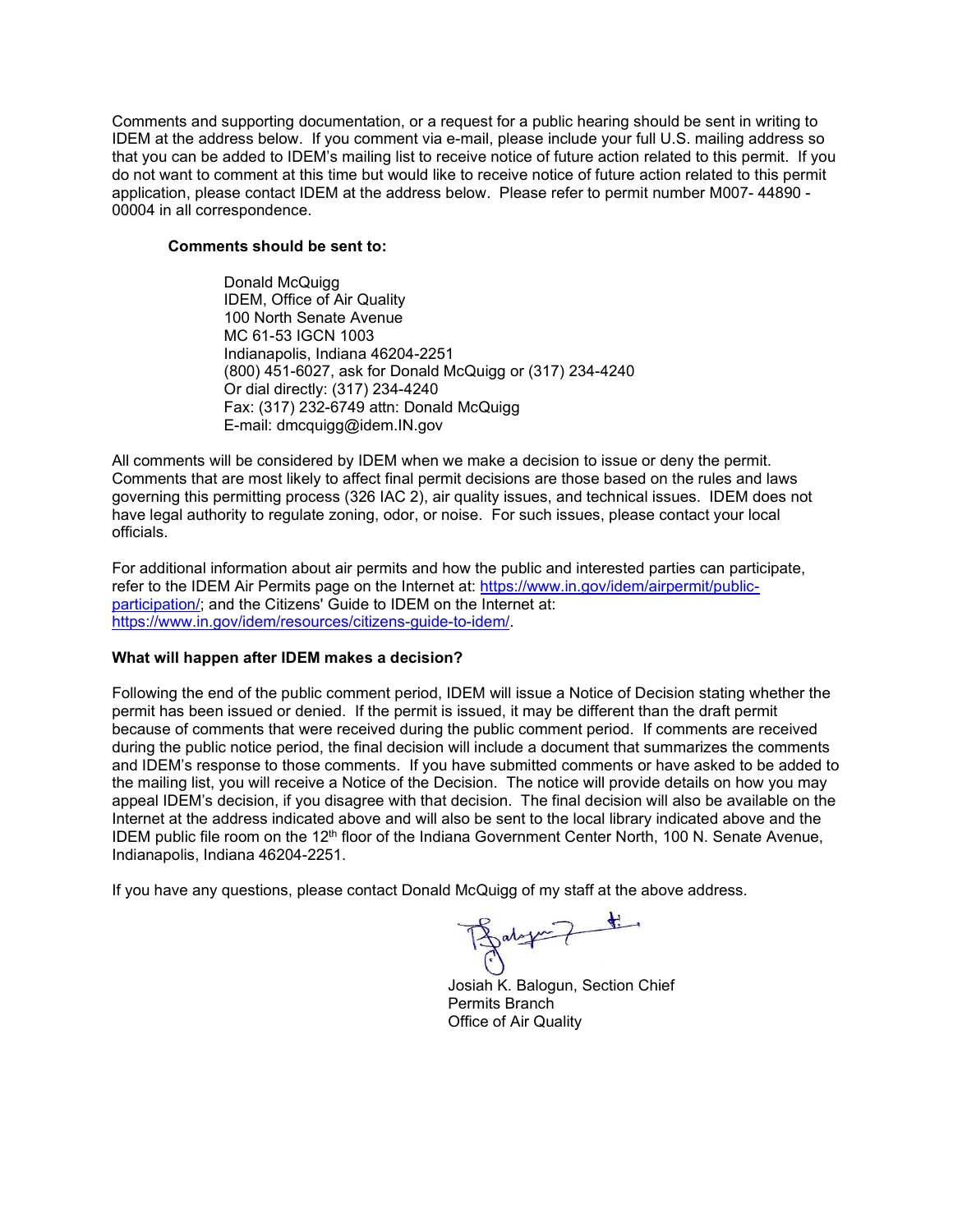Comments and supporting documentation, or a request for a public hearing should be sent in writing to IDEM at the address below. If you comment via e-mail, please include your full U.S. mailing address so that you can be added to IDEM's mailing list to receive notice of future action related to this permit. If you do not want to comment at this time but would like to receive notice of future action related to this permit application, please contact IDEM at the address below. Please refer to permit number M007- 44890 - 00004 in all correspondence.

**Comments should be sent to:**

Donald McQuigg
IDEM, Office of Air Quality
100 North Senate Avenue
MC 61-53 IGCN 1003
Indianapolis, Indiana 46204-2251
(800) 451-6027, ask for Donald McQuigg or (317) 234-4240
Or dial directly: (317) 234-4240
Fax: (317) 232-6749 attn: Donald McQuigg
E-mail: dmcquigg@idem.IN.gov

All comments will be considered by IDEM when we make a decision to issue or deny the permit. Comments that are most likely to affect final permit decisions are those based on the rules and laws governing this permitting process (326 IAC 2), air quality issues, and technical issues. IDEM does not have legal authority to regulate zoning, odor, or noise. For such issues, please contact your local officials.

For additional information about air permits and how the public and interested parties can participate, refer to the IDEM Air Permits page on the Internet at: https://www.in.gov/idem/airpermit/public-participation/; and the Citizens' Guide to IDEM on the Internet at: https://www.in.gov/idem/resources/citizens-guide-to-idem/.

**What will happen after IDEM makes a decision?**

Following the end of the public comment period, IDEM will issue a Notice of Decision stating whether the permit has been issued or denied. If the permit is issued, it may be different than the draft permit because of comments that were received during the public comment period. If comments are received during the public notice period, the final decision will include a document that summarizes the comments and IDEM's response to those comments. If you have submitted comments or have asked to be added to the mailing list, you will receive a Notice of the Decision. The notice will provide details on how you may appeal IDEM's decision, if you disagree with that decision. The final decision will also be available on the Internet at the address indicated above and will also be sent to the local library indicated above and the IDEM public file room on the 12th floor of the Indiana Government Center North, 100 N. Senate Avenue, Indianapolis, Indiana 46204-2251.

If you have any questions, please contact Donald McQuigg of my staff at the above address.

Josiah K. Balogun, Section Chief
Permits Branch
Office of Air Quality